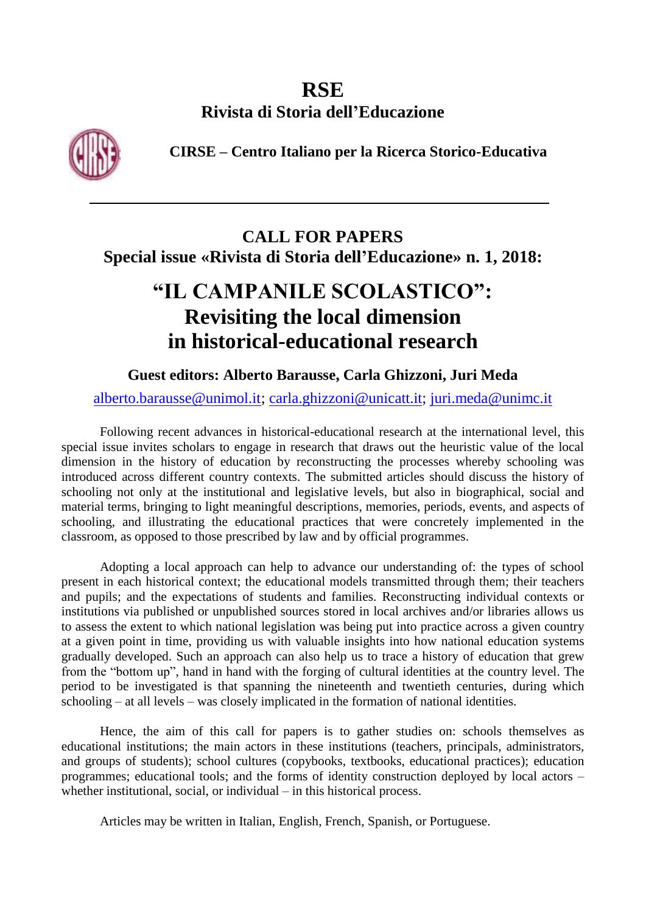# RSE

## Rivista di Storia dell'Educazione

**CIRSE – Centro Italiano per la Ricerca Storico-Educativa**

---

## CALL FOR PAPERS

## Special issue «Rivista di Storia dell'Educazione» n. 1, 2018:

# "IL CAMPANILE SCOLASTICO": Revisiting the local dimension in historical-educational research

### Guest editors: Alberto Barausse, Carla Ghizzoni, Juri Meda

alberto.barausse@unimol.it; carla.ghizzoni@unicatt.it; juri.meda@unimc.it

Following recent advances in historical-educational research at the international level, this special issue invites scholars to engage in research that draws out the heuristic value of the local dimension in the history of education by reconstructing the processes whereby schooling was introduced across different country contexts. The submitted articles should discuss the history of schooling not only at the institutional and legislative levels, but also in biographical, social and material terms, bringing to light meaningful descriptions, memories, periods, events, and aspects of schooling, and illustrating the educational practices that were concretely implemented in the classroom, as opposed to those prescribed by law and by official programmes.

Adopting a local approach can help to advance our understanding of: the types of school present in each historical context; the educational models transmitted through them; their teachers and pupils; and the expectations of students and families. Reconstructing individual contexts or institutions via published or unpublished sources stored in local archives and/or libraries allows us to assess the extent to which national legislation was being put into practice across a given country at a given point in time, providing us with valuable insights into how national education systems gradually developed. Such an approach can also help us to trace a history of education that grew from the "bottom up", hand in hand with the forging of cultural identities at the country level. The period to be investigated is that spanning the nineteenth and twentieth centuries, during which schooling – at all levels – was closely implicated in the formation of national identities.

Hence, the aim of this call for papers is to gather studies on: schools themselves as educational institutions; the main actors in these institutions (teachers, principals, administrators, and groups of students); school cultures (copybooks, textbooks, educational practices); education programmes; educational tools; and the forms of identity construction deployed by local actors – whether institutional, social, or individual – in this historical process.

Articles may be written in Italian, English, French, Spanish, or Portuguese.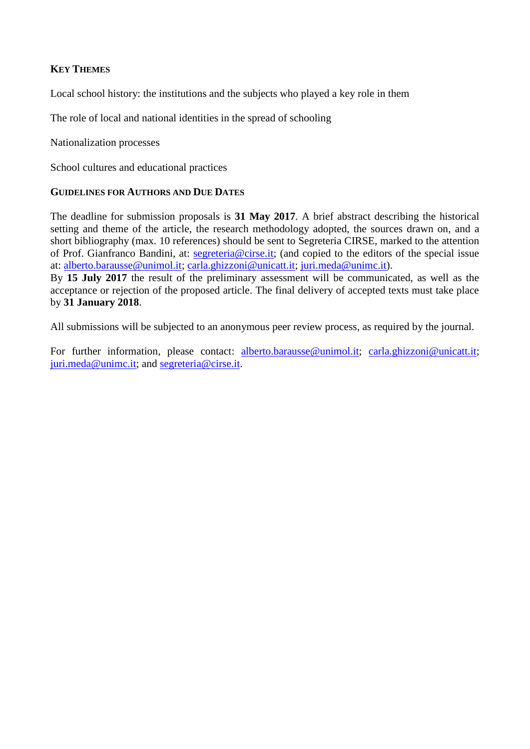## KEY THEMES

Local school history: the institutions and the subjects who played a key role in them

The role of local and national identities in the spread of schooling

Nationalization processes

School cultures and educational practices

## GUIDELINES FOR AUTHORS AND DUE DATES

The deadline for submission proposals is **31 May 2017**. A brief abstract describing the historical setting and theme of the article, the research methodology adopted, the sources drawn on, and a short bibliography (max. 10 references) should be sent to Segreteria CIRSE, marked to the attention of Prof. Gianfranco Bandini, at: segreteria@cirse.it; (and copied to the editors of the special issue at: alberto.barausse@unimol.it; carla.ghizzoni@unicatt.it; juri.meda@unimc.it).
By **15 July 2017** the result of the preliminary assessment will be communicated, as well as the acceptance or rejection of the proposed article. The final delivery of accepted texts must take place by **31 January 2018**.

All submissions will be subjected to an anonymous peer review process, as required by the journal.

For further information, please contact: alberto.barausse@unimol.it; carla.ghizzoni@unicatt.it; juri.meda@unimc.it; and segreteria@cirse.it.